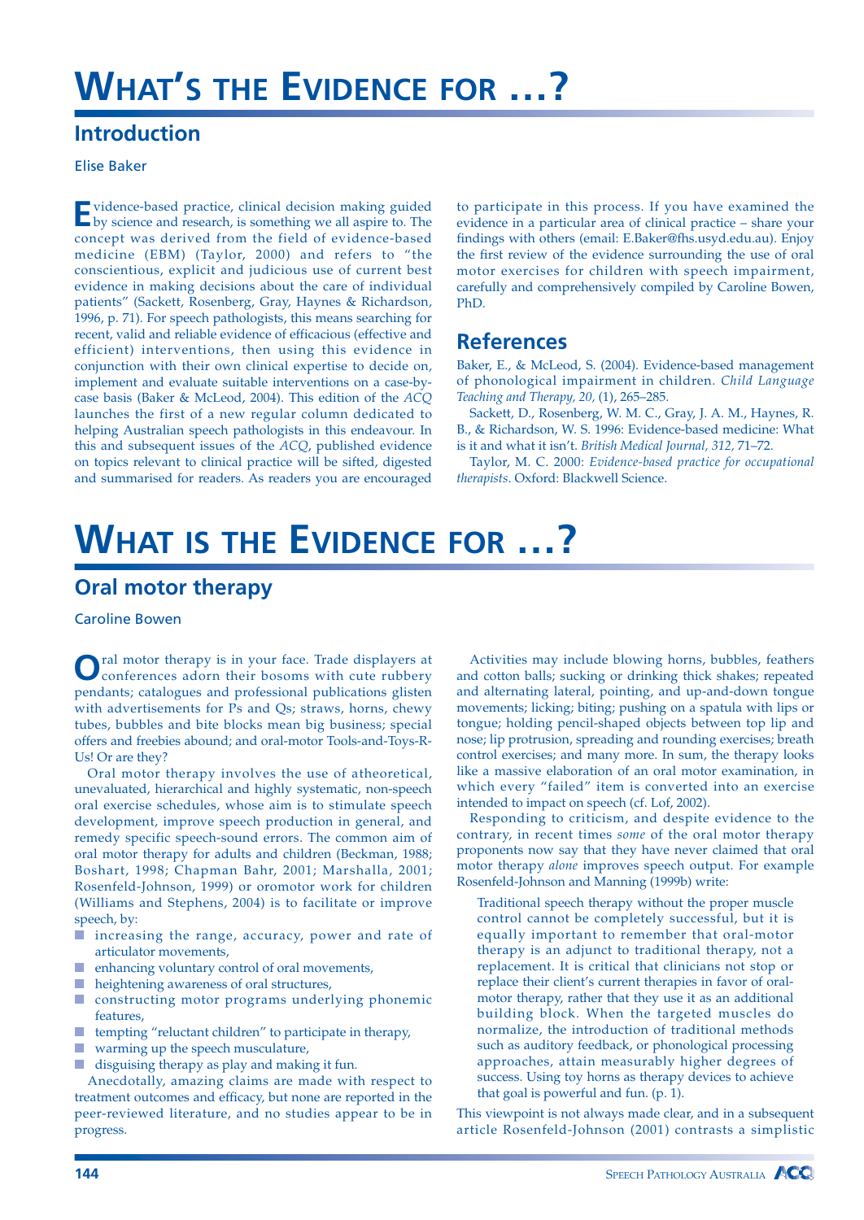# What's the Evidence for …?

## Introduction

Elise Baker

Evidence-based practice, clinical decision making guided by science and research, is something we all aspire to. The concept was derived from the field of evidence-based medicine (EBM) (Taylor, 2000) and refers to "the conscientious, explicit and judicious use of current best evidence in making decisions about the care of individual patients" (Sackett, Rosenberg, Gray, Haynes & Richardson, 1996, p. 71). For speech pathologists, this means searching for recent, valid and reliable evidence of efficacious (effective and efficient) interventions, then using this evidence in conjunction with their own clinical expertise to decide on, implement and evaluate suitable interventions on a case-by-case basis (Baker & McLeod, 2004). This edition of the *ACQ* launches the first of a new regular column dedicated to helping Australian speech pathologists in this endeavour. In this and subsequent issues of the *ACQ*, published evidence on topics relevant to clinical practice will be sifted, digested and summarised for readers. As readers you are encouraged to participate in this process. If you have examined the evidence in a particular area of clinical practice – share your findings with others (email: E.Baker@fhs.usyd.edu.au). Enjoy the first review of the evidence surrounding the use of oral motor exercises for children with speech impairment, carefully and comprehensively compiled by Caroline Bowen, PhD.

### References

Baker, E., & McLeod, S. (2004). Evidence-based management of phonological impairment in children. *Child Language Teaching and Therapy, 20,* (1), 265–285.

Sackett, D., Rosenberg, W. M. C., Gray, J. A. M., Haynes, R. B., & Richardson, W. S. 1996: Evidence-based medicine: What is it and what it isn't. *British Medical Journal, 312,* 71–72.

Taylor, M. C. 2000: *Evidence-based practice for occupational therapists.* Oxford: Blackwell Science.

# What is the Evidence for …?

## Oral motor therapy

Caroline Bowen

Oral motor therapy is in your face. Trade displayers at conferences adorn their bosoms with cute rubbery pendants; catalogues and professional publications glisten with advertisements for Ps and Qs; straws, horns, chewy tubes, bubbles and bite blocks mean big business; special offers and freebies abound; and oral-motor Tools-and-Toys-R-Us! Or are they?

Oral motor therapy involves the use of atheoretical, unevaluated, hierarchical and highly systematic, non-speech oral exercise schedules, whose aim is to stimulate speech development, improve speech production in general, and remedy specific speech-sound errors. The common aim of oral motor therapy for adults and children (Beckman, 1988; Boshart, 1998; Chapman Bahr, 2001; Marshalla, 2001; Rosenfeld-Johnson, 1999) or oromotor work for children (Williams and Stephens, 2004) is to facilitate or improve speech, by:

- increasing the range, accuracy, power and rate of articulator movements,
- enhancing voluntary control of oral movements,
- heightening awareness of oral structures,
- constructing motor programs underlying phonemic features,
- tempting "reluctant children" to participate in therapy,
- warming up the speech musculature,
- disguising therapy as play and making it fun.

Anecdotally, amazing claims are made with respect to treatment outcomes and efficacy, but none are reported in the peer-reviewed literature, and no studies appear to be in progress.

Activities may include blowing horns, bubbles, feathers and cotton balls; sucking or drinking thick shakes; repeated and alternating lateral, pointing, and up-and-down tongue movements; licking; biting; pushing on a spatula with lips or tongue; holding pencil-shaped objects between top lip and nose; lip protrusion, spreading and rounding exercises; breath control exercises; and many more. In sum, the therapy looks like a massive elaboration of an oral motor examination, in which every "failed" item is converted into an exercise intended to impact on speech (cf. Lof, 2002).

Responding to criticism, and despite evidence to the contrary, in recent times *some* of the oral motor therapy proponents now say that they have never claimed that oral motor therapy *alone* improves speech output. For example Rosenfeld-Johnson and Manning (1999b) write:

> Traditional speech therapy without the proper muscle control cannot be completely successful, but it is equally important to remember that oral-motor therapy is an adjunct to traditional therapy, not a replacement. It is critical that clinicians not stop or replace their client's current therapies in favor of oral-motor therapy, rather that they use it as an additional building block. When the targeted muscles do normalize, the introduction of traditional methods such as auditory feedback, or phonological processing approaches, attain measurably higher degrees of success. Using toy horns as therapy devices to achieve that goal is powerful and fun. (p. 1).

This viewpoint is not always made clear, and in a subsequent article Rosenfeld-Johnson (2001) contrasts a simplistic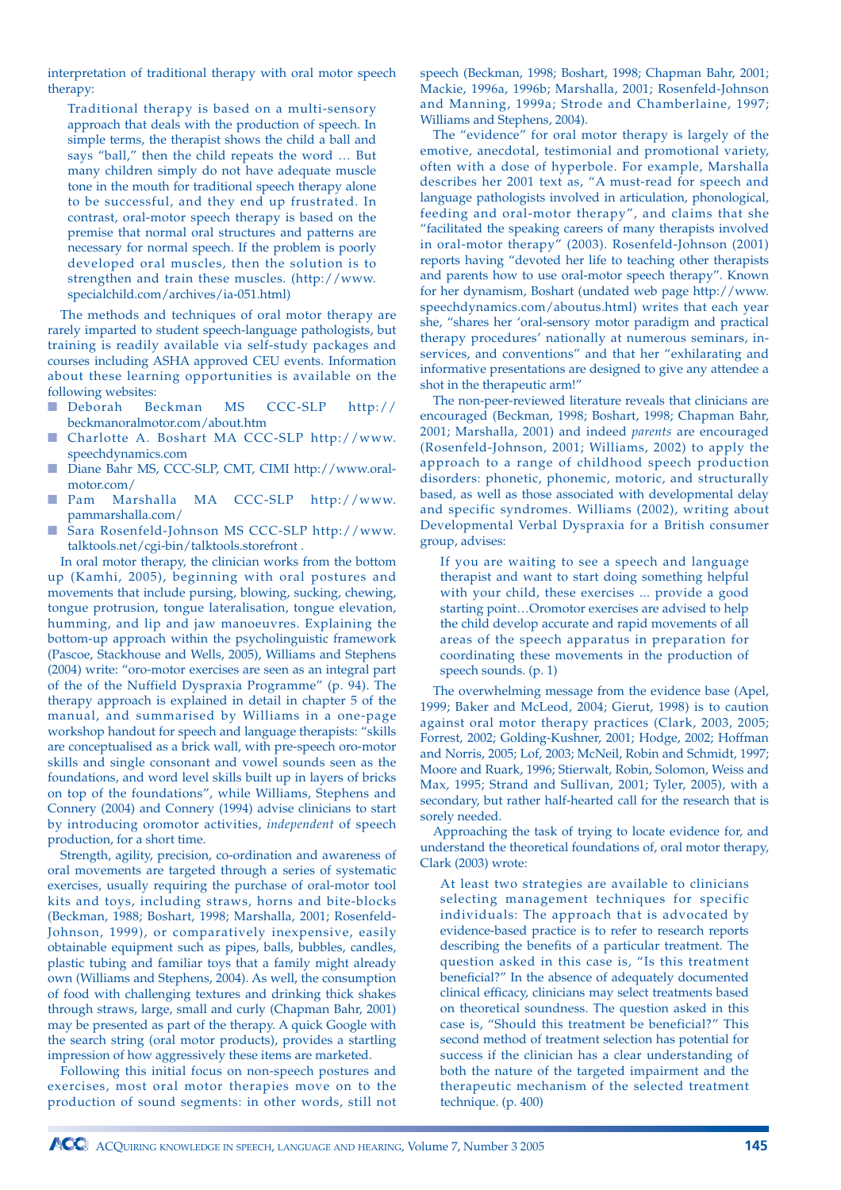interpretation of traditional therapy with oral motor speech therapy:

> Traditional therapy is based on a multi-sensory approach that deals with the production of speech. In simple terms, the therapist shows the child a ball and says "ball," then the child repeats the word … But many children simply do not have adequate muscle tone in the mouth for traditional speech therapy alone to be successful, and they end up frustrated. In contrast, oral-motor speech therapy is based on the premise that normal oral structures and patterns are necessary for normal speech. If the problem is poorly developed oral muscles, then the solution is to strengthen and train these muscles. (http://www.specialchild.com/archives/ia-051.html)

The methods and techniques of oral motor therapy are rarely imparted to student speech-language pathologists, but training is readily available via self-study packages and courses including ASHA approved CEU events. Information about these learning opportunities is available on the following websites:

- Deborah Beckman MS CCC-SLP http://beckmanoralmotor.com/about.htm
- Charlotte A. Boshart MA CCC-SLP http://www.speechdynamics.com
- Diane Bahr MS, CCC-SLP, CMT, CIMI http://www.oral-motor.com/
- Pam Marshalla MA CCC-SLP http://www.pammarshalla.com/
- Sara Rosenfeld-Johnson MS CCC-SLP http://www.talktools.net/cgi-bin/talktools.storefront .

In oral motor therapy, the clinician works from the bottom up (Kamhi, 2005), beginning with oral postures and movements that include pursing, blowing, sucking, chewing, tongue protrusion, tongue lateralisation, tongue elevation, humming, and lip and jaw manoeuvres. Explaining the bottom-up approach within the psycholinguistic framework (Pascoe, Stackhouse and Wells, 2005), Williams and Stephens (2004) write: "oro-motor exercises are seen as an integral part of the of the Nuffield Dyspraxia Programme" (p. 94). The therapy approach is explained in detail in chapter 5 of the manual, and summarised by Williams in a one-page workshop handout for speech and language therapists: "skills are conceptualised as a brick wall, with pre-speech oro-motor skills and single consonant and vowel sounds seen as the foundations, and word level skills built up in layers of bricks on top of the foundations", while Williams, Stephens and Connery (2004) and Connery (1994) advise clinicians to start by introducing oromotor activities, *independent* of speech production, for a short time.

Strength, agility, precision, co-ordination and awareness of oral movements are targeted through a series of systematic exercises, usually requiring the purchase of oral-motor tool kits and toys, including straws, horns and bite-blocks (Beckman, 1988; Boshart, 1998; Marshalla, 2001; Rosenfeld-Johnson, 1999), or comparatively inexpensive, easily obtainable equipment such as pipes, balls, bubbles, candles, plastic tubing and familiar toys that a family might already own (Williams and Stephens, 2004). As well, the consumption of food with challenging textures and drinking thick shakes through straws, large, small and curly (Chapman Bahr, 2001) may be presented as part of the therapy. A quick Google with the search string (oral motor products), provides a startling impression of how aggressively these items are marketed.

Following this initial focus on non-speech postures and exercises, most oral motor therapies move on to the production of sound segments: in other words, still not speech (Beckman, 1998; Boshart, 1998; Chapman Bahr, 2001; Mackie, 1996a, 1996b; Marshalla, 2001; Rosenfeld-Johnson and Manning, 1999a; Strode and Chamberlaine, 1997; Williams and Stephens, 2004).

The "evidence" for oral motor therapy is largely of the emotive, anecdotal, testimonial and promotional variety, often with a dose of hyperbole. For example, Marshalla describes her 2001 text as, "A must-read for speech and language pathologists involved in articulation, phonological, feeding and oral-motor therapy", and claims that she "facilitated the speaking careers of many therapists involved in oral-motor therapy" (2003). Rosenfeld-Johnson (2001) reports having "devoted her life to teaching other therapists and parents how to use oral-motor speech therapy". Known for her dynamism, Boshart (undated web page http://www.speechdynamics.com/aboutus.html) writes that each year she, "shares her 'oral-sensory motor paradigm and practical therapy procedures' nationally at numerous seminars, in-services, and conventions" and that her "exhilarating and informative presentations are designed to give any attendee a shot in the therapeutic arm!"

The non-peer-reviewed literature reveals that clinicians are encouraged (Beckman, 1998; Boshart, 1998; Chapman Bahr, 2001; Marshalla, 2001) and indeed *parents* are encouraged (Rosenfeld-Johnson, 2001; Williams, 2002) to apply the approach to a range of childhood speech production disorders: phonetic, phonemic, motoric, and structurally based, as well as those associated with developmental delay and specific syndromes. Williams (2002), writing about Developmental Verbal Dyspraxia for a British consumer group, advises:

> If you are waiting to see a speech and language therapist and want to start doing something helpful with your child, these exercises ... provide a good starting point…Oromotor exercises are advised to help the child develop accurate and rapid movements of all areas of the speech apparatus in preparation for coordinating these movements in the production of speech sounds. (p. 1)

The overwhelming message from the evidence base (Apel, 1999; Baker and McLeod, 2004; Gierut, 1998) is to caution against oral motor therapy practices (Clark, 2003, 2005; Forrest, 2002; Golding-Kushner, 2001; Hodge, 2002; Hoffman and Norris, 2005; Lof, 2003; McNeil, Robin and Schmidt, 1997; Moore and Ruark, 1996; Stierwalt, Robin, Solomon, Weiss and Max, 1995; Strand and Sullivan, 2001; Tyler, 2005), with a secondary, but rather half-hearted call for the research that is sorely needed.

Approaching the task of trying to locate evidence for, and understand the theoretical foundations of, oral motor therapy, Clark (2003) wrote:

> At least two strategies are available to clinicians selecting management techniques for specific individuals: The approach that is advocated by evidence-based practice is to refer to research reports describing the benefits of a particular treatment. The question asked in this case is, "Is this treatment beneficial?" In the absence of adequately documented clinical efficacy, clinicians may select treatments based on theoretical soundness. The question asked in this case is, "Should this treatment be beneficial?" This second method of treatment selection has potential for success if the clinician has a clear understanding of both the nature of the targeted impairment and the therapeutic mechanism of the selected treatment technique. (p. 400)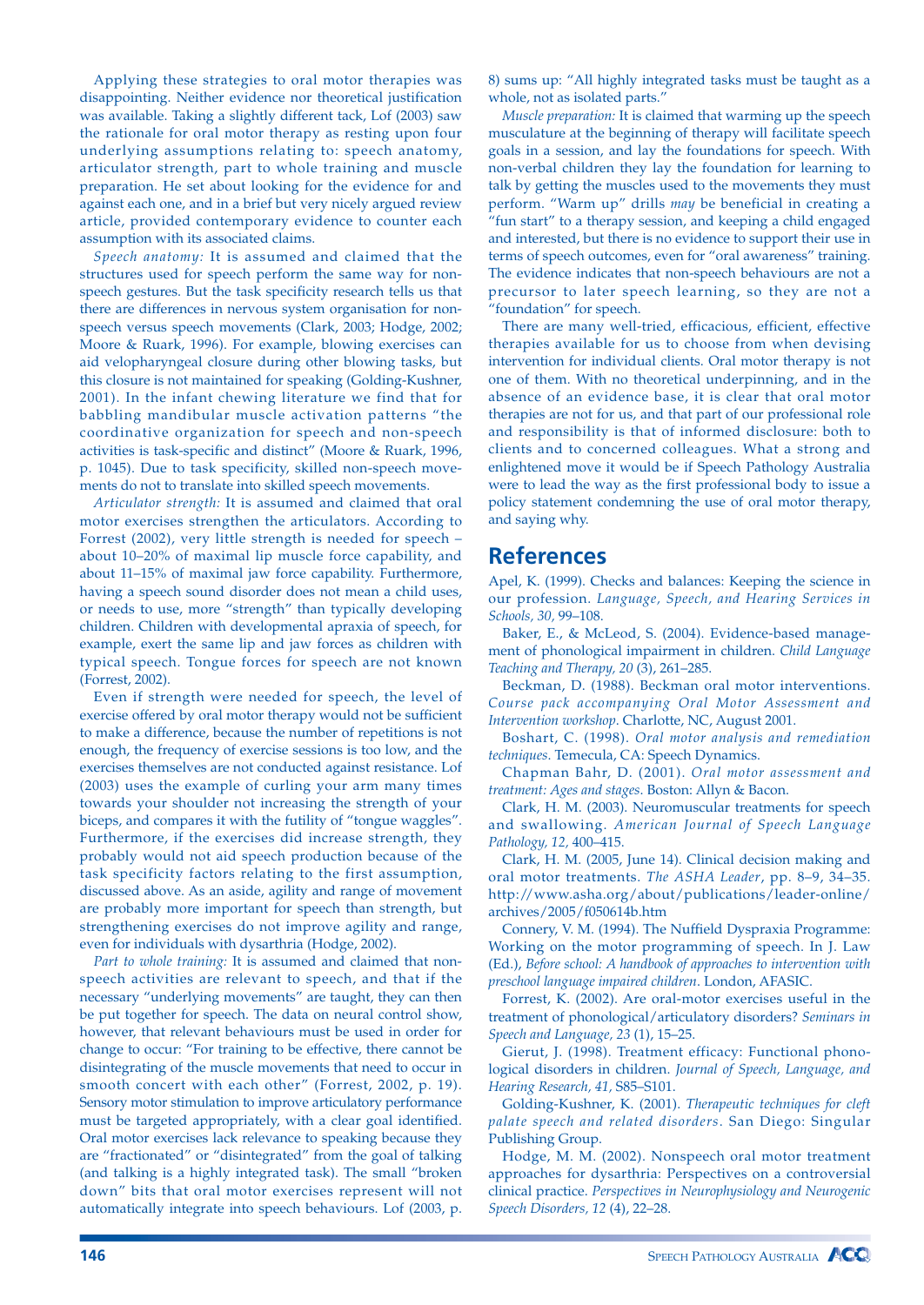Applying these strategies to oral motor therapies was disappointing. Neither evidence nor theoretical justification was available. Taking a slightly different tack, Lof (2003) saw the rationale for oral motor therapy as resting upon four underlying assumptions relating to: speech anatomy, articulator strength, part to whole training and muscle preparation. He set about looking for the evidence for and against each one, and in a brief but very nicely argued review article, provided contemporary evidence to counter each assumption with its associated claims.

*Speech anatomy:* It is assumed and claimed that the structures used for speech perform the same way for non-speech gestures. But the task specificity research tells us that there are differences in nervous system organisation for non-speech versus speech movements (Clark, 2003; Hodge, 2002; Moore & Ruark, 1996). For example, blowing exercises can aid velopharyngeal closure during other blowing tasks, but this closure is not maintained for speaking (Golding-Kushner, 2001). In the infant chewing literature we find that for babbling mandibular muscle activation patterns "the coordinative organization for speech and non-speech activities is task-specific and distinct" (Moore & Ruark, 1996, p. 1045). Due to task specificity, skilled non-speech movements do not to translate into skilled speech movements.

*Articulator strength:* It is assumed and claimed that oral motor exercises strengthen the articulators. According to Forrest (2002), very little strength is needed for speech – about 10–20% of maximal lip muscle force capability, and about 11–15% of maximal jaw force capability. Furthermore, having a speech sound disorder does not mean a child uses, or needs to use, more "strength" than typically developing children. Children with developmental apraxia of speech, for example, exert the same lip and jaw forces as children with typical speech. Tongue forces for speech are not known (Forrest, 2002).

Even if strength were needed for speech, the level of exercise offered by oral motor therapy would not be sufficient to make a difference, because the number of repetitions is not enough, the frequency of exercise sessions is too low, and the exercises themselves are not conducted against resistance. Lof (2003) uses the example of curling your arm many times towards your shoulder not increasing the strength of your biceps, and compares it with the futility of "tongue waggles". Furthermore, if the exercises did increase strength, they probably would not aid speech production because of the task specificity factors relating to the first assumption, discussed above. As an aside, agility and range of movement are probably more important for speech than strength, but strengthening exercises do not improve agility and range, even for individuals with dysarthria (Hodge, 2002).

*Part to whole training:* It is assumed and claimed that non-speech activities are relevant to speech, and that if the necessary "underlying movements" are taught, they can then be put together for speech. The data on neural control show, however, that relevant behaviours must be used in order for change to occur: "For training to be effective, there cannot be disintegrating of the muscle movements that need to occur in smooth concert with each other" (Forrest, 2002, p. 19). Sensory motor stimulation to improve articulatory performance must be targeted appropriately, with a clear goal identified. Oral motor exercises lack relevance to speaking because they are "fractionated" or "disintegrated" from the goal of talking (and talking is a highly integrated task). The small "broken down" bits that oral motor exercises represent will not automatically integrate into speech behaviours. Lof (2003, p. 8) sums up: "All highly integrated tasks must be taught as a whole, not as isolated parts."

*Muscle preparation:* It is claimed that warming up the speech musculature at the beginning of therapy will facilitate speech goals in a session, and lay the foundations for speech. With non-verbal children they lay the foundation for learning to talk by getting the muscles used to the movements they must perform. "Warm up" drills *may* be beneficial in creating a "fun start" to a therapy session, and keeping a child engaged and interested, but there is no evidence to support their use in terms of speech outcomes, even for "oral awareness" training. The evidence indicates that non-speech behaviours are not a precursor to later speech learning, so they are not a "foundation" for speech.

There are many well-tried, efficacious, efficient, effective therapies available for us to choose from when devising intervention for individual clients. Oral motor therapy is not one of them. With no theoretical underpinning, and in the absence of an evidence base, it is clear that oral motor therapies are not for us, and that part of our professional role and responsibility is that of informed disclosure: both to clients and to concerned colleagues. What a strong and enlightened move it would be if Speech Pathology Australia were to lead the way as the first professional body to issue a policy statement condemning the use of oral motor therapy, and saying why.

## References

Apel, K. (1999). Checks and balances: Keeping the science in our profession. *Language, Speech, and Hearing Services in Schools, 30,* 99–108.

Baker, E., & McLeod, S. (2004). Evidence-based management of phonological impairment in children. *Child Language Teaching and Therapy, 20* (3), 261–285.

Beckman, D. (1988). Beckman oral motor interventions. *Course pack accompanying Oral Motor Assessment and Intervention workshop.* Charlotte, NC, August 2001.

Boshart, C. (1998). *Oral motor analysis and remediation techniques.* Temecula, CA: Speech Dynamics.

Chapman Bahr, D. (2001). *Oral motor assessment and treatment: Ages and stages.* Boston: Allyn & Bacon.

Clark, H. M. (2003). Neuromuscular treatments for speech and swallowing. *American Journal of Speech Language Pathology, 12,* 400–415.

Clark, H. M. (2005, June 14). Clinical decision making and oral motor treatments. *The ASHA Leader*, pp. 8–9, 34–35. http://www.asha.org/about/publications/leader-online/archives/2005/f050614b.htm

Connery, V. M. (1994). The Nuffield Dyspraxia Programme: Working on the motor programming of speech. In J. Law (Ed.), *Before school: A handbook of approaches to intervention with preschool language impaired children.* London, AFASIC.

Forrest, K. (2002). Are oral-motor exercises useful in the treatment of phonological/articulatory disorders? *Seminars in Speech and Language, 23* (1), 15–25.

Gierut, J. (1998). Treatment efficacy: Functional phonological disorders in children. *Journal of Speech, Language, and Hearing Research, 41,* S85–S101.

Golding-Kushner, K. (2001). *Therapeutic techniques for cleft palate speech and related disorders.* San Diego: Singular Publishing Group.

Hodge, M. M. (2002). Nonspeech oral motor treatment approaches for dysarthria: Perspectives on a controversial clinical practice. *Perspectives in Neurophysiology and Neurogenic Speech Disorders, 12* (4), 22–28.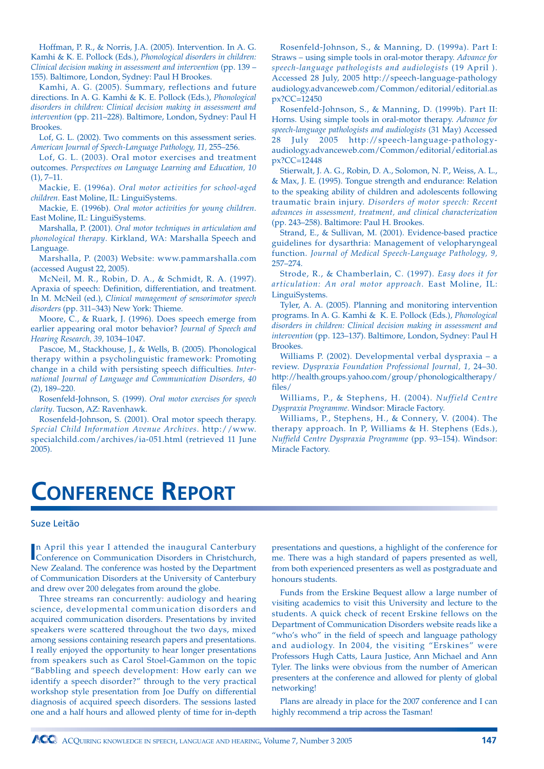Hoffman, P. R., & Norris, J.A. (2005). Intervention. In A. G. Kamhi & K. E. Pollock (Eds.), *Phonological disorders in children: Clinical decision making in assessment and intervention* (pp. 139 – 155). Baltimore, London, Sydney: Paul H Brookes.

Kamhi, A. G. (2005). Summary, reflections and future directions. In A. G. Kamhi & K. E. Pollock (Eds.), *Phonological disorders in children: Clinical decision making in assessment and intervention* (pp. 211–228). Baltimore, London, Sydney: Paul H Brookes.

Lof, G. L. (2002). Two comments on this assessment series. *American Journal of Speech-Language Pathology, 11,* 255–256.

Lof, G. L. (2003). Oral motor exercises and treatment outcomes. *Perspectives on Language Learning and Education, 10* (1), 7–11.

Mackie, E. (1996a). *Oral motor activities for school-aged children.* East Moline, IL: LinguiSystems.

Mackie, E. (1996b). *Oral motor activities for young children.* East Moline, IL: LinguiSystems.

Marshalla, P. (2001). *Oral motor techniques in articulation and phonological therapy*. Kirkland, WA: Marshalla Speech and Language.

Marshalla, P. (2003) Website: www.pammarshalla.com (accessed August 22, 2005).

McNeil, M. R., Robin, D. A., & Schmidt, R. A. (1997). Apraxia of speech: Definition, differentiation, and treatment. In M. McNeil (ed.), *Clinical management of sensorimotor speech disorders* (pp. 311–343) New York: Thieme.

Moore, C., & Ruark, J. (1996). Does speech emerge from earlier appearing oral motor behavior? *Journal of Speech and Hearing Research, 39,* 1034–1047.

Pascoe, M., Stackhouse, J., & Wells, B. (2005). Phonological therapy within a psycholinguistic framework: Promoting change in a child with persisting speech difficulties. *International Journal of Language and Communication Disorders, 40* (2), 189–220.

Rosenfeld-Johnson, S. (1999). *Oral motor exercises for speech clarity.* Tucson, AZ: Ravenhawk.

Rosenfeld-Johnson, S. (2001). Oral motor speech therapy. *Special Child Information Avenue Archives*. http://www.specialchild.com/archives/ia-051.html (retrieved 11 June 2005).

Rosenfeld-Johnson, S., & Manning, D. (1999a). Part I: Straws – using simple tools in oral-motor therapy. *Advance for speech-language pathologists and audiologists* (19 April ). Accessed 28 July, 2005 http://speech-language-pathology audiology.advanceweb.com/Common/editorial/editorial.aspx?CC=12450

Rosenfeld-Johnson, S., & Manning, D. (1999b). Part II: Horns. Using simple tools in oral-motor therapy. *Advance for speech-language pathologists and audiologists* (31 May) Accessed 28 July 2005 http://speech-language-pathology-audiology.advanceweb.com/Common/editorial/editorial.aspx?CC=12448

Stierwalt, J. A. G., Robin, D. A., Solomon, N. P., Weiss, A. L., & Max, J. E. (1995). Tongue strength and endurance: Relation to the speaking ability of children and adolescents following traumatic brain injury. *Disorders of motor speech: Recent advances in assessment, treatment, and clinical characterization* (pp. 243–258). Baltimore: Paul H. Brookes.

Strand, E., & Sullivan, M. (2001). Evidence-based practice guidelines for dysarthria: Management of velopharyngeal function. *Journal of Medical Speech-Language Pathology, 9,* 257–274.

Strode, R., & Chamberlain, C. (1997). *Easy does it for articulation: An oral motor approach*. East Moline, IL: LinguiSystems.

Tyler, A. A. (2005). Planning and monitoring intervention programs. In A. G. Kamhi & K. E. Pollock (Eds.), *Phonological disorders in children: Clinical decision making in assessment and intervention* (pp. 123–137). Baltimore, London, Sydney: Paul H Brookes.

Williams P. (2002). Developmental verbal dyspraxia – a review. *Dyspraxia Foundation Professional Journal, 1,* 24–30. http://health.groups.yahoo.com/group/phonologicaltherapy/files/

Williams, P., & Stephens, H. (2004). *Nuffield Centre Dyspraxia Programme*. Windsor: Miracle Factory.

Williams, P., Stephens, H., & Connery, V. (2004). The therapy approach. In P, Williams & H. Stephens (Eds.), *Nuffield Centre Dyspraxia Programme* (pp. 93–154). Windsor: Miracle Factory.

# Conference Report

Suze Leitão

In April this year I attended the inaugural Canterbury Conference on Communication Disorders in Christchurch, New Zealand. The conference was hosted by the Department of Communication Disorders at the University of Canterbury and drew over 200 delegates from around the globe.

Three streams ran concurrently: audiology and hearing science, developmental communication disorders and acquired communication disorders. Presentations by invited speakers were scattered throughout the two days, mixed among sessions containing research papers and presentations. I really enjoyed the opportunity to hear longer presentations from speakers such as Carol Stoel-Gammon on the topic "Babbling and speech development: How early can we identify a speech disorder?" through to the very practical workshop style presentation from Joe Duffy on differential diagnosis of acquired speech disorders. The sessions lasted one and a half hours and allowed plenty of time for in-depth presentations and questions, a highlight of the conference for me. There was a high standard of papers presented as well, from both experienced presenters as well as postgraduate and honours students.

Funds from the Erskine Bequest allow a large number of visiting academics to visit this University and lecture to the students. A quick check of recent Erskine fellows on the Department of Communication Disorders website reads like a "who's who" in the field of speech and language pathology and audiology. In 2004, the visiting "Erskines" were Professors Hugh Catts, Laura Justice, Ann Michael and Ann Tyler. The links were obvious from the number of American presenters at the conference and allowed for plenty of global networking!

Plans are already in place for the 2007 conference and I can highly recommend a trip across the Tasman!